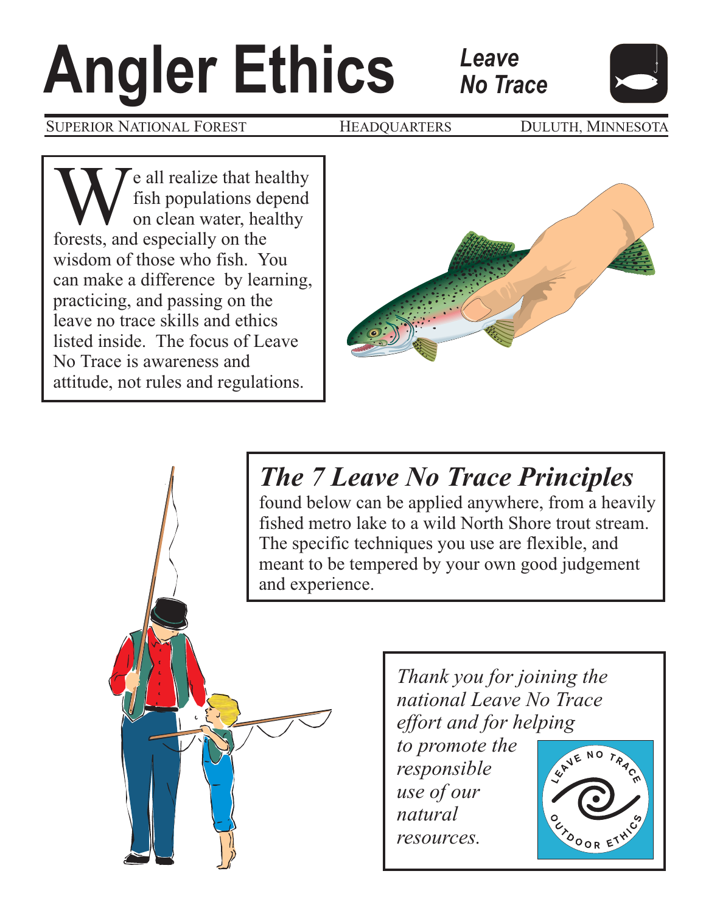# Angler Ethics

***Leave No Trace***

SUPERIOR NATIONAL FOREST — HEADQUARTERS — DULUTH, MINNESOTA

We all realize that healthy fish populations depend on clean water, healthy forests, and especially on the wisdom of those who fish. You can make a difference by learning, practicing, and passing on the leave no trace skills and ethics listed inside. The focus of Leave No Trace is awareness and attitude, not rules and regulations.

## *The 7 Leave No Trace Principles*

found below can be applied anywhere, from a heavily fished metro lake to a wild North Shore trout stream. The specific techniques you use are flexible, and meant to be tempered by your own good judgement and experience.

*Thank you for joining the national Leave No Trace effort and for helping to promote the responsible use of our natural resources.*

LEAVE NO TRACE — OUTDOOR ETHICS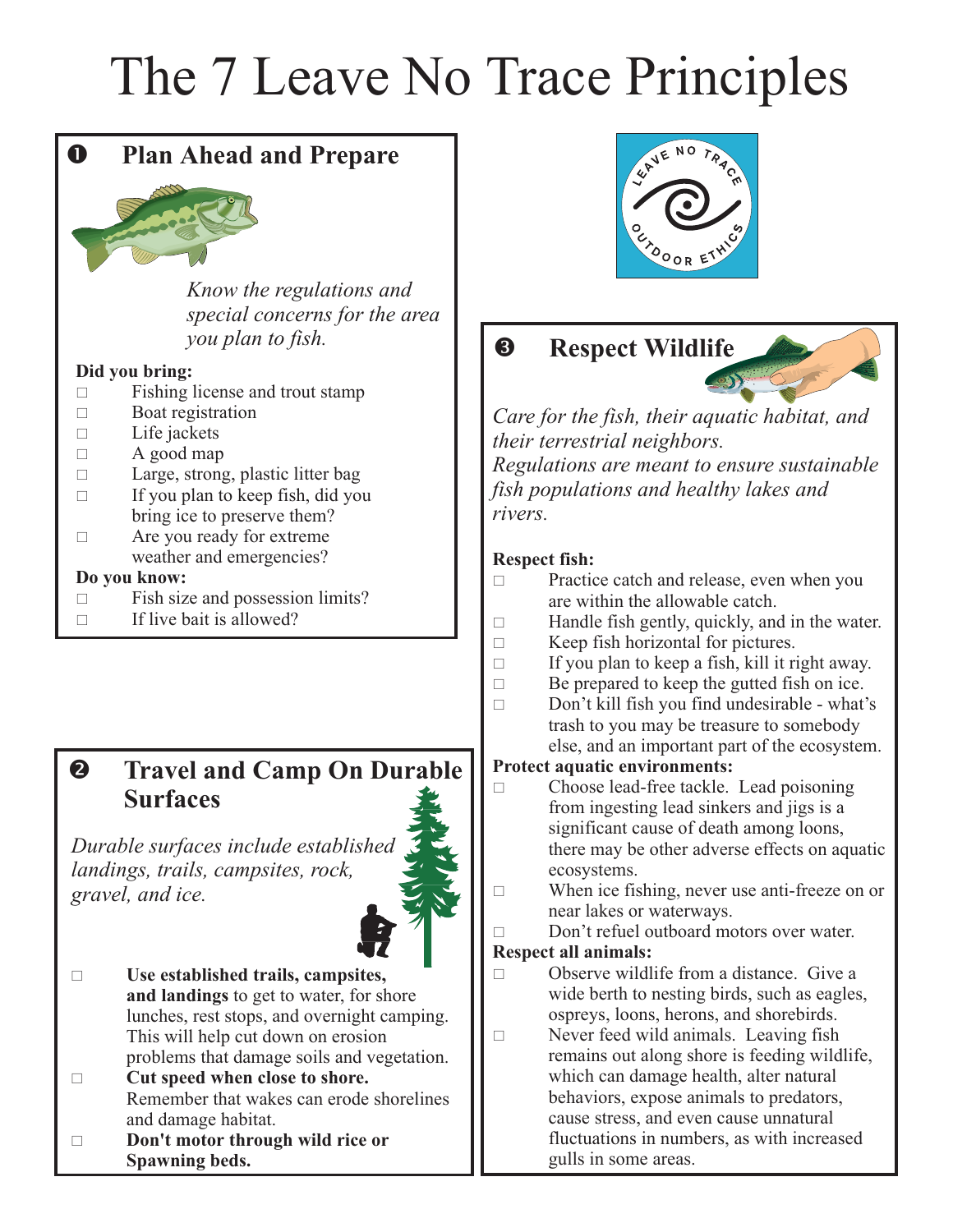# The 7 Leave No Trace Principles

## ❶ Plan Ahead and Prepare

*Know the regulations and special concerns for the area you plan to fish.*

**Did you bring:**

- ☐ Fishing license and trout stamp
- ☐ Boat registration
- ☐ Life jackets
- ☐ A good map
- ☐ Large, strong, plastic litter bag
- ☐ If you plan to keep fish, did you bring ice to preserve them?
- ☐ Are you ready for extreme weather and emergencies?

**Do you know:**

- ☐ Fish size and possession limits?
- ☐ If live bait is allowed?

## ❷ Travel and Camp On Durable Surfaces

*Durable surfaces include established landings, trails, campsites, rock, gravel, and ice.*

- ☐ **Use established trails, campsites, and landings** to get to water, for shore lunches, rest stops, and overnight camping. This will help cut down on erosion problems that damage soils and vegetation.
- ☐ **Cut speed when close to shore.** Remember that wakes can erode shorelines and damage habitat.
- ☐ **Don't motor through wild rice or Spawning beds.**

LEAVE NO TRACE OUTDOOR ETHICS

## ❸ Respect Wildlife

*Care for the fish, their aquatic habitat, and their terrestrial neighbors.*
*Regulations are meant to ensure sustainable fish populations and healthy lakes and rivers.*

**Respect fish:**

- ☐ Practice catch and release, even when you are within the allowable catch.
- ☐ Handle fish gently, quickly, and in the water.
- ☐ Keep fish horizontal for pictures.
- ☐ If you plan to keep a fish, kill it right away.
- ☐ Be prepared to keep the gutted fish on ice.
- ☐ Don't kill fish you find undesirable - what's trash to you may be treasure to somebody else, and an important part of the ecosystem.

**Protect aquatic environments:**

- ☐ Choose lead-free tackle. Lead poisoning from ingesting lead sinkers and jigs is a significant cause of death among loons, there may be other adverse effects on aquatic ecosystems.
- ☐ When ice fishing, never use anti-freeze on or near lakes or waterways.
- ☐ Don't refuel outboard motors over water.

**Respect all animals:**

- ☐ Observe wildlife from a distance. Give a wide berth to nesting birds, such as eagles, ospreys, loons, herons, and shorebirds.
- ☐ Never feed wild animals. Leaving fish remains out along shore is feeding wildlife, which can damage health, alter natural behaviors, expose animals to predators, cause stress, and even cause unnatural fluctuations in numbers, as with increased gulls in some areas.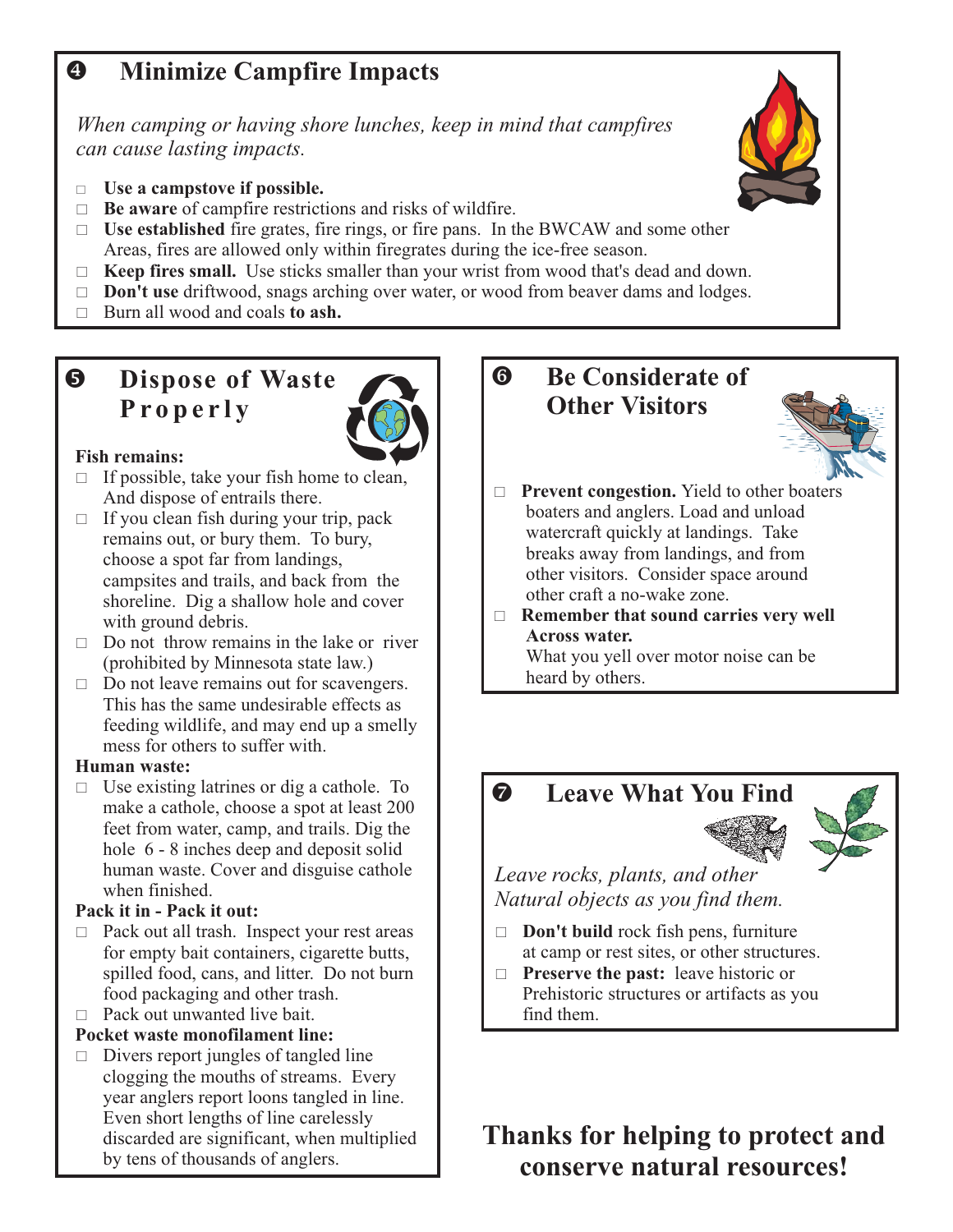## ❹ Minimize Campfire Impacts

*When camping or having shore lunches, keep in mind that campfires can cause lasting impacts.*

- **Use a campstove if possible.**
- **Be aware** of campfire restrictions and risks of wildfire.
- **Use established** fire grates, fire rings, or fire pans. In the BWCAW and some other Areas, fires are allowed only within firegrates during the ice-free season.
- **Keep fires small.** Use sticks smaller than your wrist from wood that's dead and down.
- **Don't use** driftwood, snags arching over water, or wood from beaver dams and lodges.
- Burn all wood and coals **to ash.**

## ❺ Dispose of Waste Properly

**Fish remains:**

- If possible, take your fish home to clean, And dispose of entrails there.
- If you clean fish during your trip, pack remains out, or bury them. To bury, choose a spot far from landings, campsites and trails, and back from the shoreline. Dig a shallow hole and cover with ground debris.
- Do not throw remains in the lake or river (prohibited by Minnesota state law.)
- Do not leave remains out for scavengers. This has the same undesirable effects as feeding wildlife, and may end up a smelly mess for others to suffer with.

**Human waste:**

- Use existing latrines or dig a cathole. To make a cathole, choose a spot at least 200 feet from water, camp, and trails. Dig the hole 6 - 8 inches deep and deposit solid human waste. Cover and disguise cathole when finished.

**Pack it in - Pack it out:**

- Pack out all trash. Inspect your rest areas for empty bait containers, cigarette butts, spilled food, cans, and litter. Do not burn food packaging and other trash.
- Pack out unwanted live bait.

**Pocket waste monofilament line:**

- Divers report jungles of tangled line clogging the mouths of streams. Every year anglers report loons tangled in line. Even short lengths of line carelessly discarded are significant, when multiplied by tens of thousands of anglers.

## ❻ Be Considerate of Other Visitors

- **Prevent congestion.** Yield to other boaters boaters and anglers. Load and unload watercraft quickly at landings. Take breaks away from landings, and from other visitors. Consider space around other craft a no-wake zone.
- **Remember that sound carries very well Across water.** What you yell over motor noise can be heard by others.

## ❼ Leave What You Find

*Leave rocks, plants, and other Natural objects as you find them.*

- **Don't build** rock fish pens, furniture at camp or rest sites, or other structures.
- **Preserve the past:** leave historic or Prehistoric structures or artifacts as you find them.

## Thanks for helping to protect and conserve natural resources!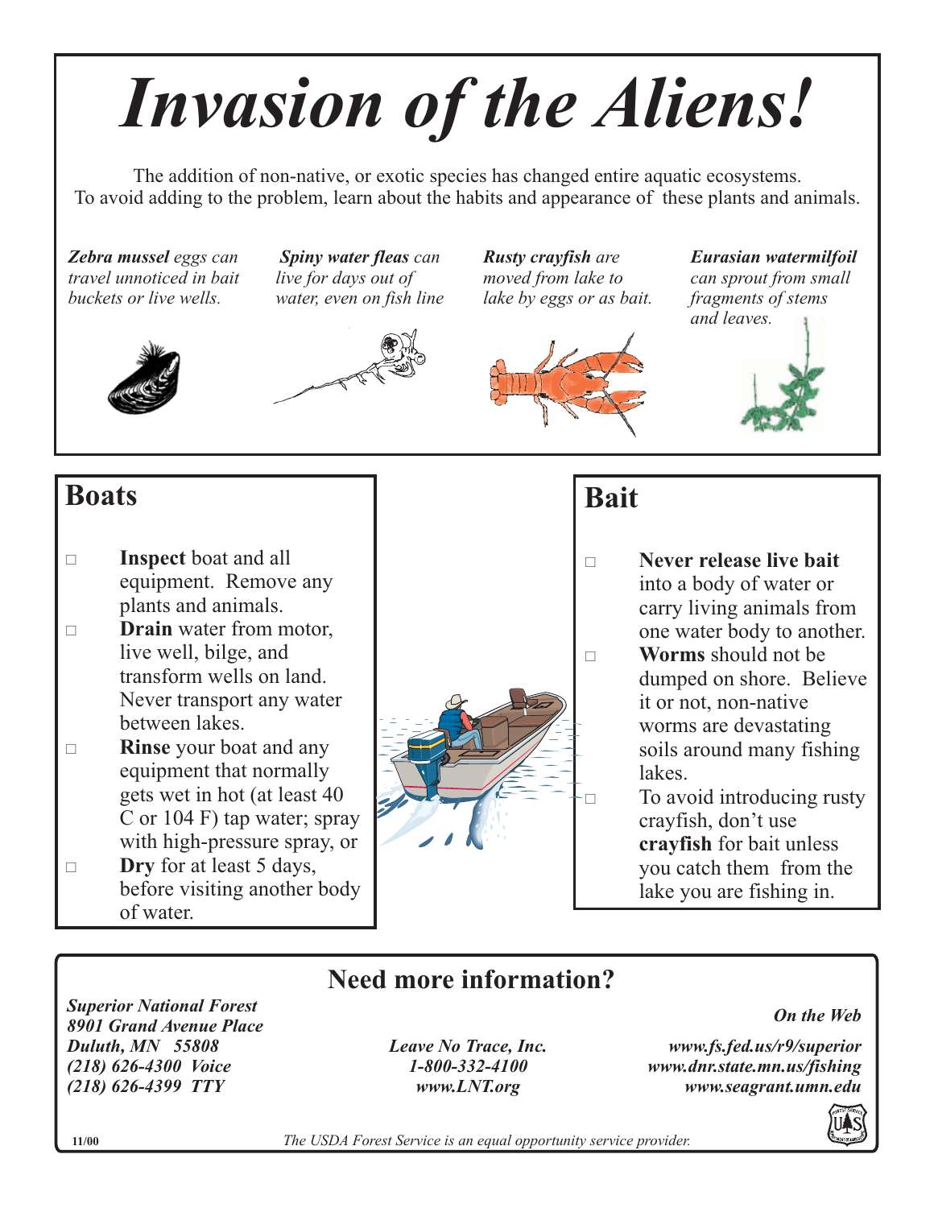# *Invasion of the Aliens!*

The addition of non-native, or exotic species has changed entire aquatic ecosystems. To avoid adding to the problem, learn about the habits and appearance of these plants and animals.

***Zebra mussel*** *eggs can travel unnoticed in bait buckets or live wells.*

***Spiny water fleas*** *can live for days out of water, even on fish line*

***Rusty crayfish*** *are moved from lake to lake by eggs or as bait.*

***Eurasian watermilfoil*** *can sprout from small fragments of stems and leaves.*

## Boats

- □ **Inspect** boat and all equipment. Remove any plants and animals.
- □ **Drain** water from motor, live well, bilge, and transform wells on land. Never transport any water between lakes.
- □ **Rinse** your boat and any equipment that normally gets wet in hot (at least 40 C or 104 F) tap water; spray with high-pressure spray, or
- □ **Dry** for at least 5 days, before visiting another body of water.

## Bait

- □ **Never release live bait** into a body of water or carry living animals from one water body to another.
- □ **Worms** should not be dumped on shore. Believe it or not, non-native worms are devastating soils around many fishing lakes.
- □ To avoid introducing rusty crayfish, don't use **crayfish** for bait unless you catch them from the lake you are fishing in.

## Need more information?

***Superior National Forest***
***8901 Grand Avenue Place***
***Duluth, MN 55808***
***(218) 626-4300 Voice***
***(218) 626-4399 TTY***

*Leave No Trace, Inc.*
*1-800-332-4100*
*www.LNT.org*

***On the Web***
***www.fs.fed.us/r9/superior***
***www.dnr.state.mn.us/fishing***
***www.seagrant.umn.edu***

**11/00**

*The USDA Forest Service is an equal opportunity service provider.*